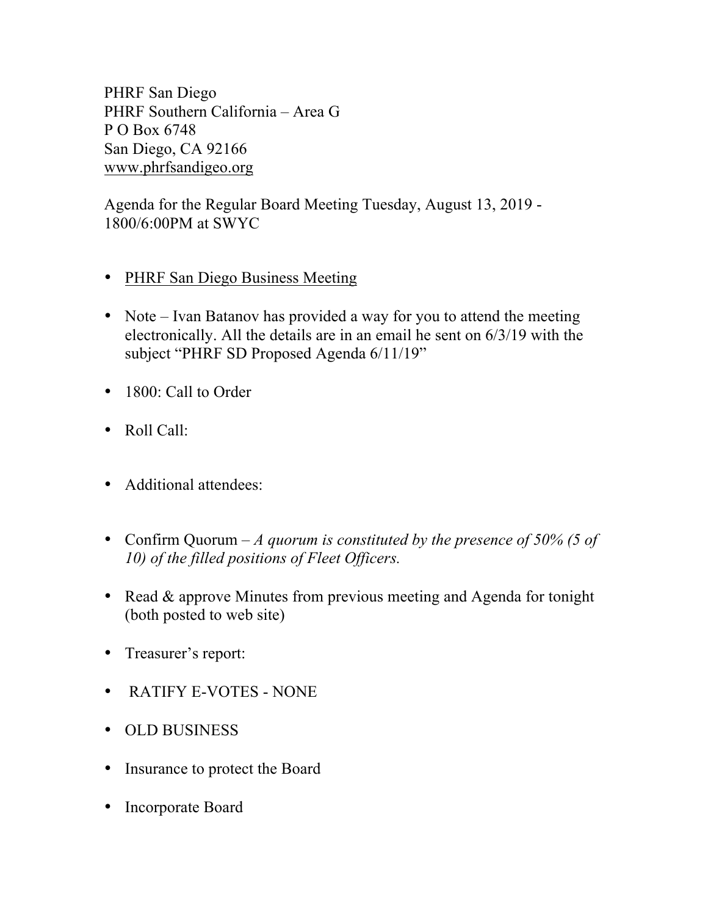PHRF San Diego
PHRF Southern California – Area G
P O Box 6748
San Diego, CA 92166
www.phrfsandigeo.org

Agenda for the Regular Board Meeting Tuesday, August 13, 2019 - 1800/6:00PM at SWYC

- PHRF San Diego Business Meeting
- Note – Ivan Batanov has provided a way for you to attend the meeting electronically. All the details are in an email he sent on 6/3/19 with the subject "PHRF SD Proposed Agenda 6/11/19"
- 1800: Call to Order
- Roll Call:
- Additional attendees:
- Confirm Quorum – *A quorum is constituted by the presence of 50% (5 of 10) of the filled positions of Fleet Officers.*
- Read & approve Minutes from previous meeting and Agenda for tonight (both posted to web site)
- Treasurer's report:
- RATIFY E-VOTES - NONE
- OLD BUSINESS
- Insurance to protect the Board
- Incorporate Board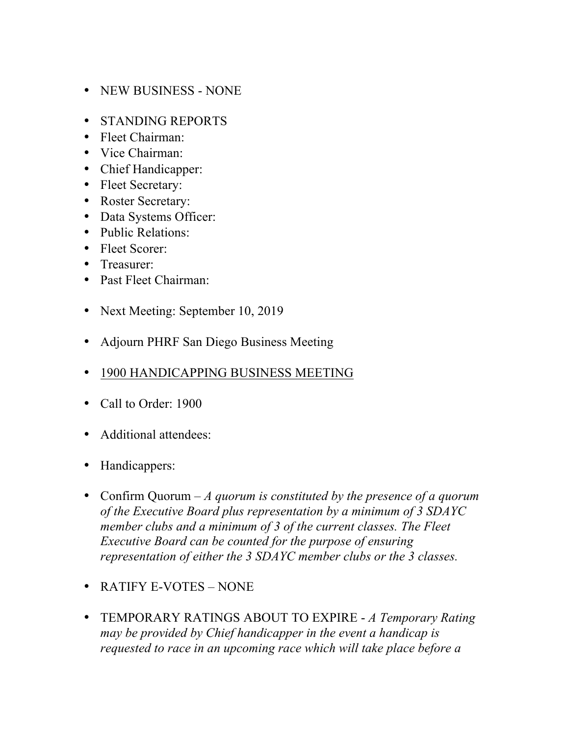- NEW BUSINESS - NONE

- STANDING REPORTS
- Fleet Chairman:
- Vice Chairman:
- Chief Handicapper:
- Fleet Secretary:
- Roster Secretary:
- Data Systems Officer:
- Public Relations:
- Fleet Scorer:
- Treasurer:
- Past Fleet Chairman:

- Next Meeting: September 10, 2019

- Adjourn PHRF San Diego Business Meeting

- <u>1900 HANDICAPPING BUSINESS MEETING</u>

- Call to Order: 1900

- Additional attendees:

- Handicappers:

- Confirm Quorum – *A quorum is constituted by the presence of a quorum of the Executive Board plus representation by a minimum of 3 SDAYC member clubs and a minimum of 3 of the current classes. The Fleet Executive Board can be counted for the purpose of ensuring representation of either the 3 SDAYC member clubs or the 3 classes.*

- RATIFY E-VOTES – NONE

- TEMPORARY RATINGS ABOUT TO EXPIRE - *A Temporary Rating may be provided by Chief handicapper in the event a handicap is requested to race in an upcoming race which will take place before a*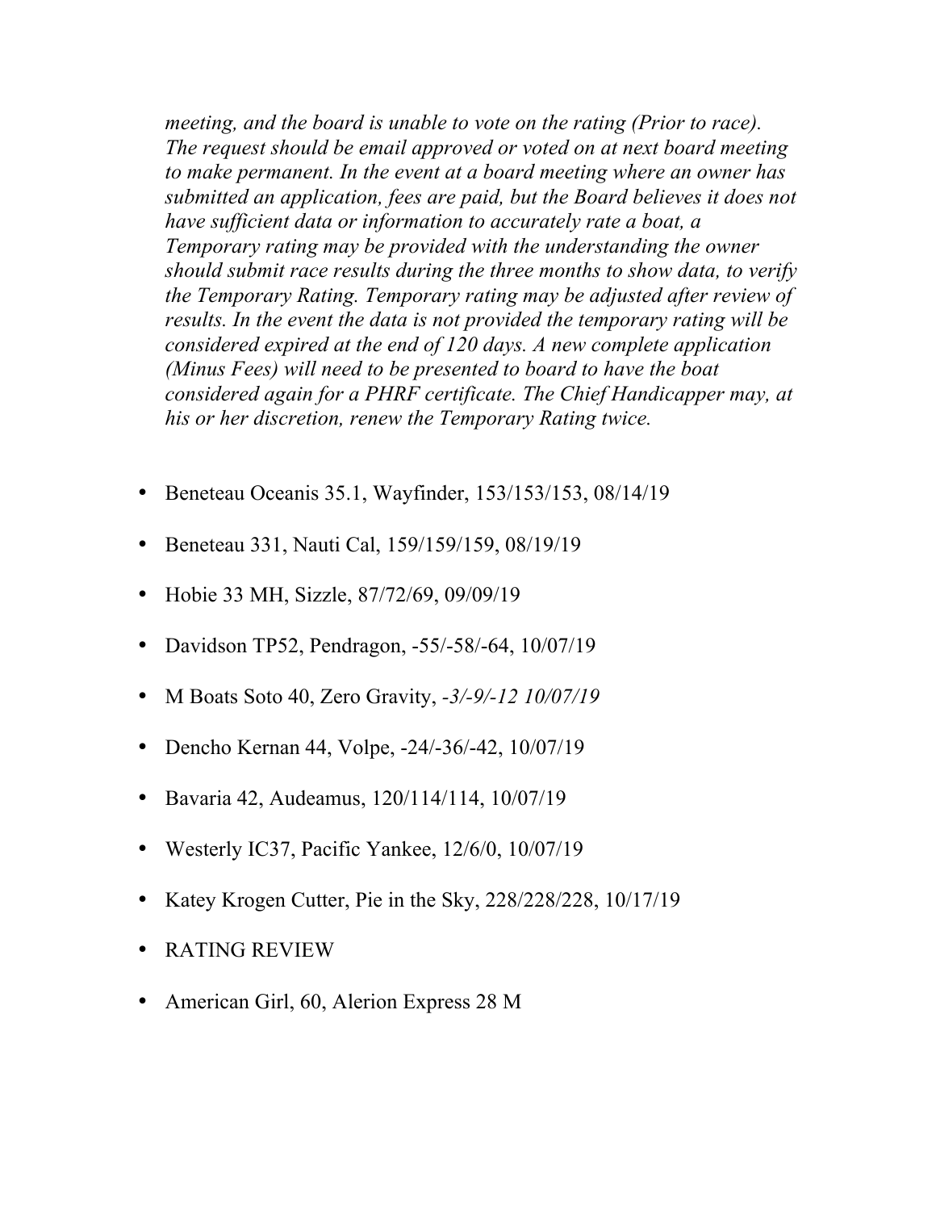*meeting, and the board is unable to vote on the rating (Prior to race). The request should be email approved or voted on at next board meeting to make permanent. In the event at a board meeting where an owner has submitted an application, fees are paid, but the Board believes it does not have sufficient data or information to accurately rate a boat, a Temporary rating may be provided with the understanding the owner should submit race results during the three months to show data, to verify the Temporary Rating. Temporary rating may be adjusted after review of results. In the event the data is not provided the temporary rating will be considered expired at the end of 120 days. A new complete application (Minus Fees) will need to be presented to board to have the boat considered again for a PHRF certificate. The Chief Handicapper may, at his or her discretion, renew the Temporary Rating twice.*

- Beneteau Oceanis 35.1, Wayfinder, 153/153/153, 08/14/19
- Beneteau 331, Nauti Cal, 159/159/159, 08/19/19
- Hobie 33 MH, Sizzle, 87/72/69, 09/09/19
- Davidson TP52, Pendragon, -55/-58/-64, 10/07/19
- M Boats Soto 40, Zero Gravity, *-3/-9/-12 10/07/19*
- Dencho Kernan 44, Volpe, -24/-36/-42, 10/07/19
- Bavaria 42, Audeamus, 120/114/114, 10/07/19
- Westerly IC37, Pacific Yankee, 12/6/0, 10/07/19
- Katey Krogen Cutter, Pie in the Sky, 228/228/228, 10/17/19
- RATING REVIEW
- American Girl, 60, Alerion Express 28 M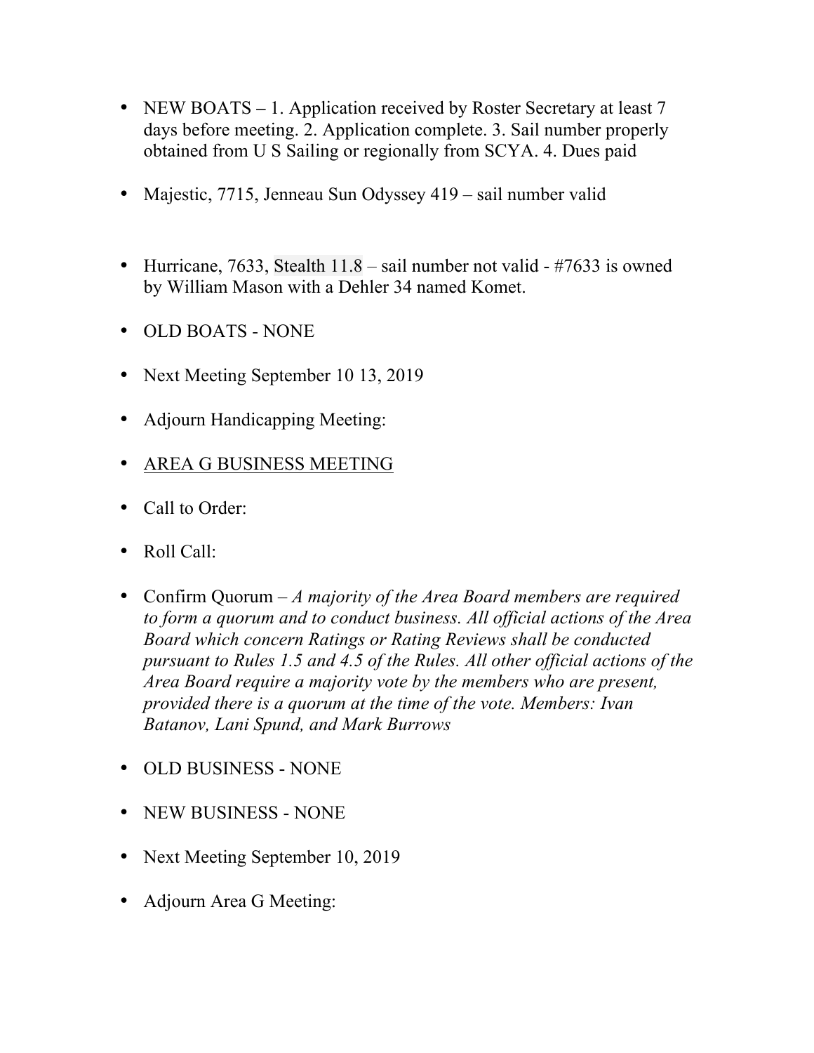- NEW BOATS **–** 1. Application received by Roster Secretary at least 7 days before meeting. 2. Application complete. 3. Sail number properly obtained from U S Sailing or regionally from SCYA. 4. Dues paid

- Majestic, 7715, Jenneau Sun Odyssey 419 – sail number valid

- Hurricane, 7633, Stealth 11.8 – sail number not valid - #7633 is owned by William Mason with a Dehler 34 named Komet.

- OLD BOATS - NONE

- Next Meeting September 10 13, 2019

- Adjourn Handicapping Meeting:

- AREA G BUSINESS MEETING

- Call to Order:

- Roll Call:

- Confirm Quorum – *A majority of the Area Board members are required to form a quorum and to conduct business. All official actions of the Area Board which concern Ratings or Rating Reviews shall be conducted pursuant to Rules 1.5 and 4.5 of the Rules. All other official actions of the Area Board require a majority vote by the members who are present, provided there is a quorum at the time of the vote. Members: Ivan Batanov, Lani Spund, and Mark Burrows*

- OLD BUSINESS - NONE

- NEW BUSINESS - NONE

- Next Meeting September 10, 2019

- Adjourn Area G Meeting: